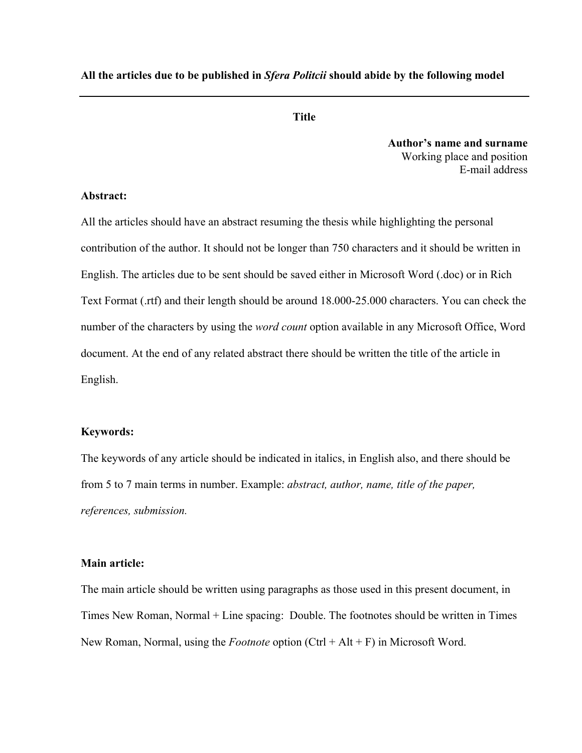**All the articles due to be published in *Sfera Politcii* should abide by the following model**

---

**Title**

**Author's name and surname**
Working place and position
E-mail address

**Abstract:**

All the articles should have an abstract resuming the thesis while highlighting the personal contribution of the author. It should not be longer than 750 characters and it should be written in English. The articles due to be sent should be saved either in Microsoft Word (.doc) or in Rich Text Format (.rtf) and their length should be around 18.000-25.000 characters. You can check the number of the characters by using the *word count* option available in any Microsoft Office, Word document. At the end of any related abstract there should be written the title of the article in English.

**Keywords:**

The keywords of any article should be indicated in italics, in English also, and there should be from 5 to 7 main terms in number. Example: *abstract, author, name, title of the paper, references, submission.*

**Main article:**

The main article should be written using paragraphs as those used in this present document, in Times New Roman, Normal + Line spacing: Double. The footnotes should be written in Times New Roman, Normal, using the *Footnote* option (Ctrl + Alt + F) in Microsoft Word.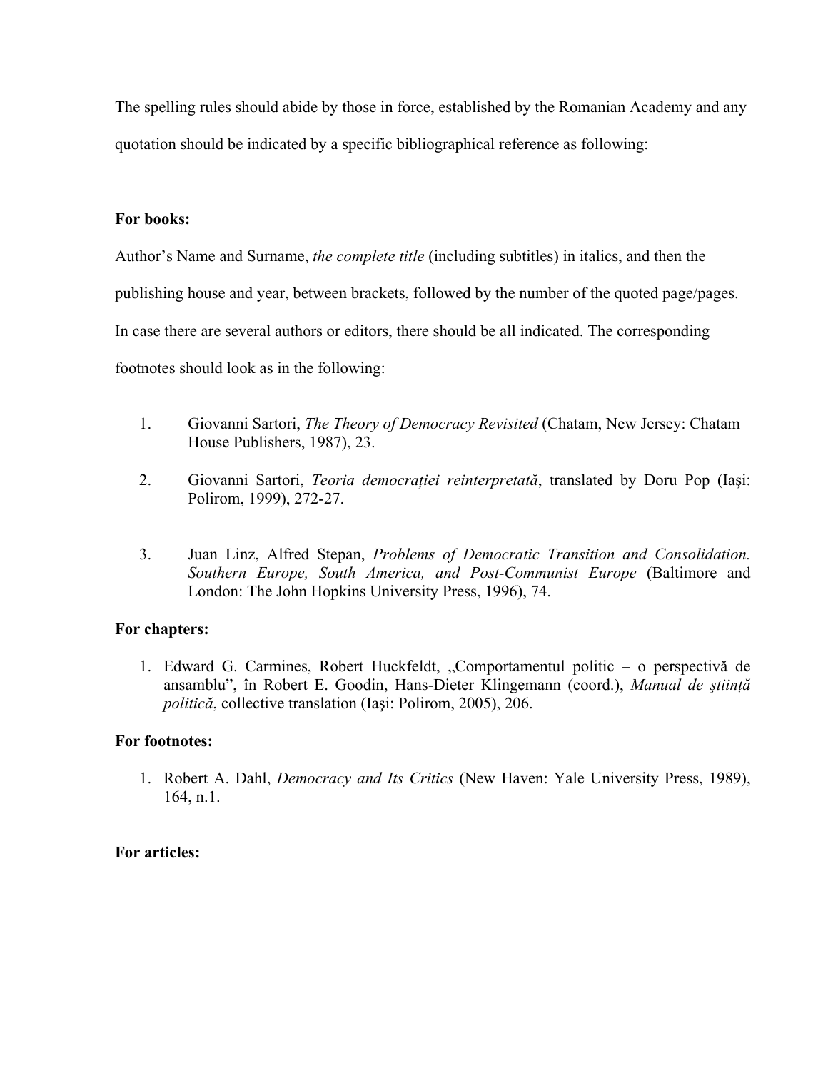The spelling rules should abide by those in force, established by the Romanian Academy and any quotation should be indicated by a specific bibliographical reference as following:

**For books:**

Author's Name and Surname, *the complete title* (including subtitles) in italics, and then the publishing house and year, between brackets, followed by the number of the quoted page/pages. In case there are several authors or editors, there should be all indicated. The corresponding footnotes should look as in the following:

1. Giovanni Sartori, *The Theory of Democracy Revisited* (Chatam, New Jersey: Chatam House Publishers, 1987), 23.

2. Giovanni Sartori, *Teoria democrației reinterpretată*, translated by Doru Pop (Iaşi: Polirom, 1999), 272-27.

3. Juan Linz, Alfred Stepan, *Problems of Democratic Transition and Consolidation. Southern Europe, South America, and Post-Communist Europe* (Baltimore and London: The John Hopkins University Press, 1996), 74.

**For chapters:**

1. Edward G. Carmines, Robert Huckfeldt, „Comportamentul politic – o perspectivă de ansamblu", în Robert E. Goodin, Hans-Dieter Klingemann (coord.), *Manual de ştiință politică*, collective translation (Iaşi: Polirom, 2005), 206.

**For footnotes:**

1. Robert A. Dahl, *Democracy and Its Critics* (New Haven: Yale University Press, 1989), 164, n.1.

**For articles:**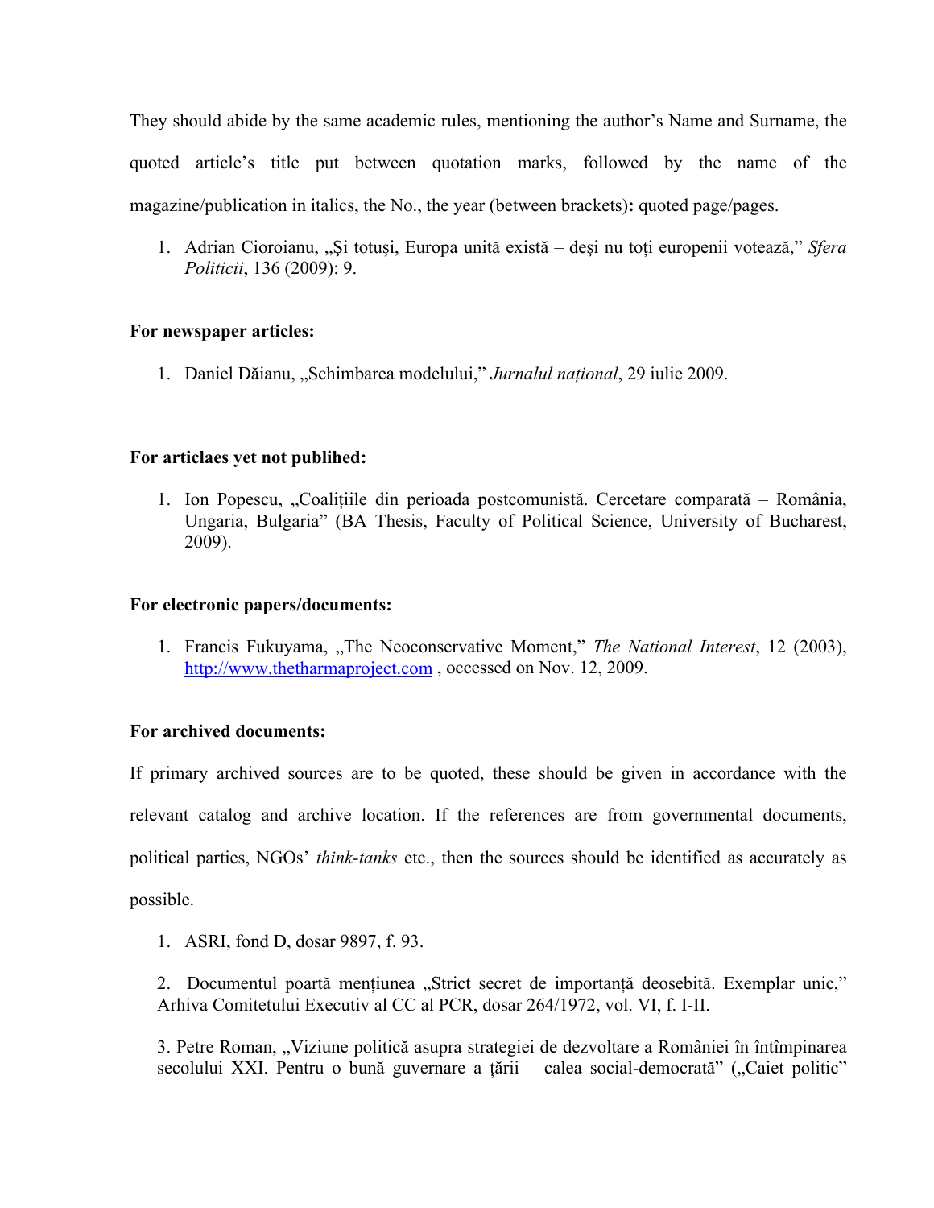They should abide by the same academic rules, mentioning the author's Name and Surname, the quoted article's title put between quotation marks, followed by the name of the magazine/publication in italics, the No., the year (between brackets)**:** quoted page/pages.

1. Adrian Cioroianu, „Şi totuşi, Europa unită există – deşi nu toți europenii votează," *Sfera Politicii*, 136 (2009): 9.

**For newspaper articles:**

1. Daniel Dăianu, „Schimbarea modelului," *Jurnalul național*, 29 iulie 2009.

**For articlaes yet not publihed:**

1. Ion Popescu, „Coalițiile din perioada postcomunistă. Cercetare comparată – România, Ungaria, Bulgaria" (BA Thesis, Faculty of Political Science, University of Bucharest, 2009).

**For electronic papers/documents:**

1. Francis Fukuyama, „The Neoconservative Moment," *The National Interest*, 12 (2003), http://www.thetharmaproject.com , occessed on Nov. 12, 2009.

**For archived documents:**

If primary archived sources are to be quoted, these should be given in accordance with the relevant catalog and archive location. If the references are from governmental documents, political parties, NGOs' *think-tanks* etc., then the sources should be identified as accurately as possible.

1. ASRI, fond D, dosar 9897, f. 93.

2. Documentul poartă mențiunea „Strict secret de importanță deosebită. Exemplar unic," Arhiva Comitetului Executiv al CC al PCR, dosar 264/1972, vol. VI, f. I-II.

3. Petre Roman, „Viziune politică asupra strategiei de dezvoltare a României în întîmpinarea secolului XXI. Pentru o bună guvernare a țării – calea social-democrată" („Caiet politic"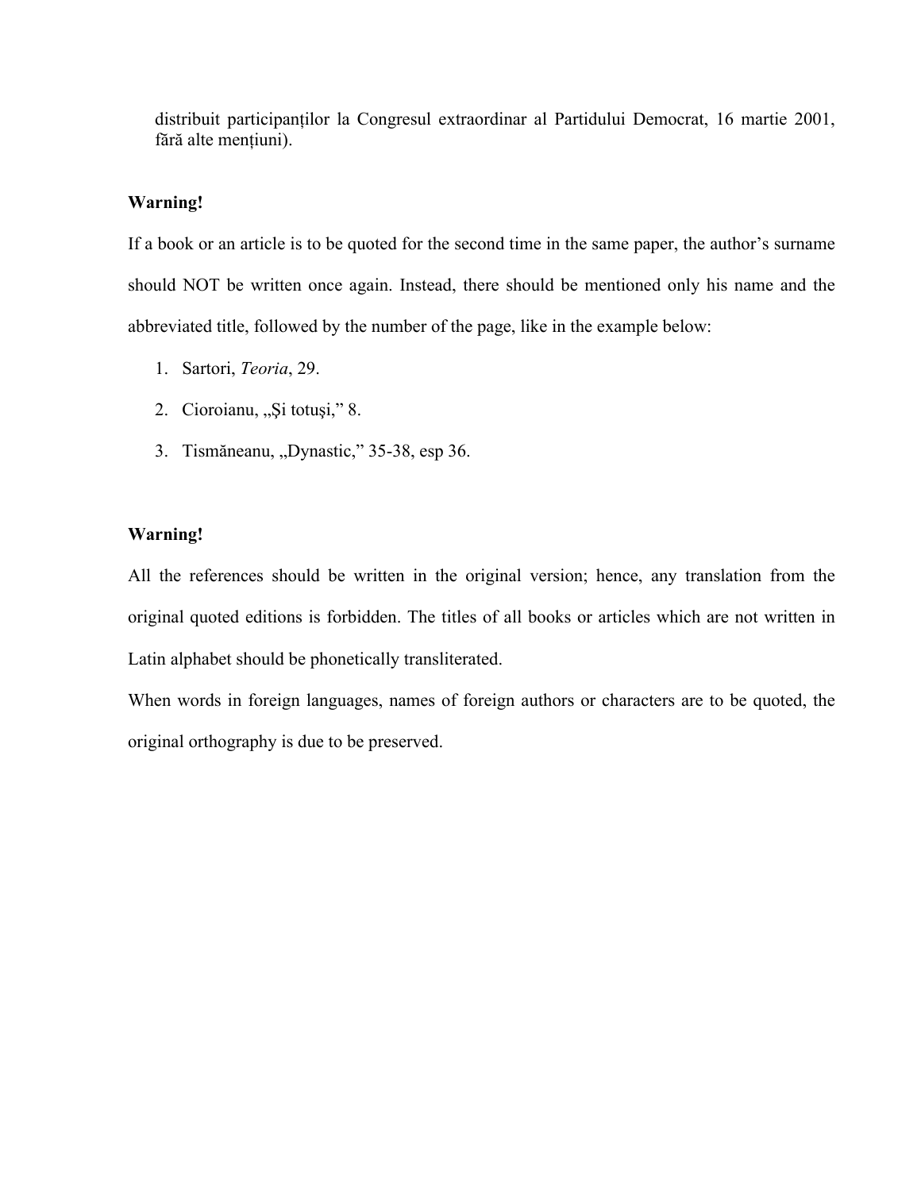distribuit participanților la Congresul extraordinar al Partidului Democrat, 16 martie 2001, fără alte mențiuni).

**Warning!**

If a book or an article is to be quoted for the second time in the same paper, the author's surname should NOT be written once again. Instead, there should be mentioned only his name and the abbreviated title, followed by the number of the page, like in the example below:

1. Sartori, *Teoria*, 29.
2. Cioroianu, „Şi totuşi," 8.
3. Tismăneanu, „Dynastic," 35-38, esp 36.

**Warning!**

All the references should be written in the original version; hence, any translation from the original quoted editions is forbidden. The titles of all books or articles which are not written in Latin alphabet should be phonetically transliterated.

When words in foreign languages, names of foreign authors or characters are to be quoted, the original orthography is due to be preserved.